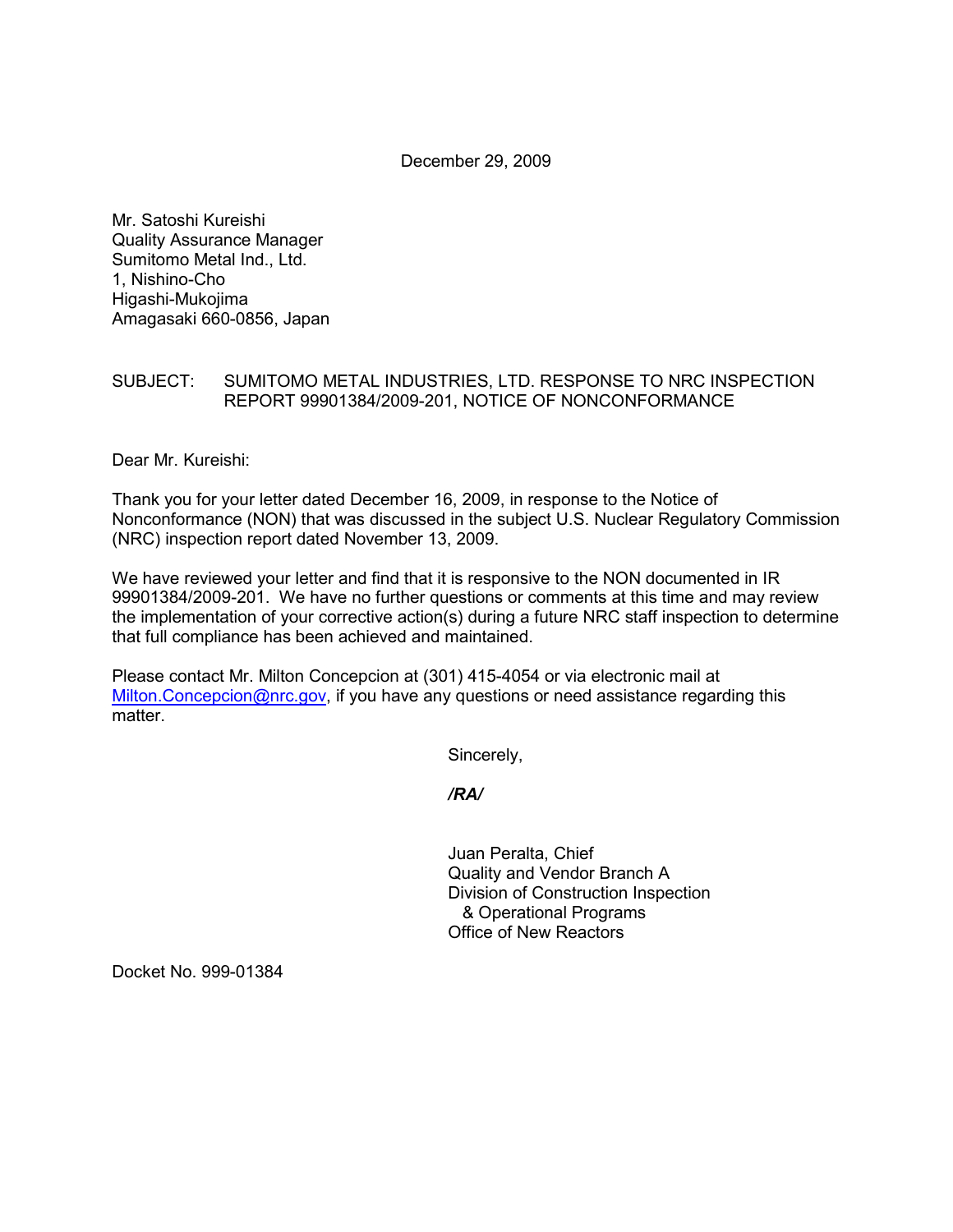December 29, 2009

Mr. Satoshi Kureishi
Quality Assurance Manager
Sumitomo Metal Ind., Ltd.
1, Nishino-Cho
Higashi-Mukojima
Amagasaki 660-0856, Japan

SUBJECT: SUMITOMO METAL INDUSTRIES, LTD. RESPONSE TO NRC INSPECTION REPORT 99901384/2009-201, NOTICE OF NONCONFORMANCE

Dear Mr. Kureishi:

Thank you for your letter dated December 16, 2009, in response to the Notice of Nonconformance (NON) that was discussed in the subject U.S. Nuclear Regulatory Commission (NRC) inspection report dated November 13, 2009.

We have reviewed your letter and find that it is responsive to the NON documented in IR 99901384/2009-201. We have no further questions or comments at this time and may review the implementation of your corrective action(s) during a future NRC staff inspection to determine that full compliance has been achieved and maintained.

Please contact Mr. Milton Concepcion at (301) 415-4054 or via electronic mail at Milton.Concepcion@nrc.gov, if you have any questions or need assistance regarding this matter.

Sincerely,

*/RA/*

Juan Peralta, Chief
Quality and Vendor Branch A
Division of Construction Inspection
& Operational Programs
Office of New Reactors

Docket No. 999-01384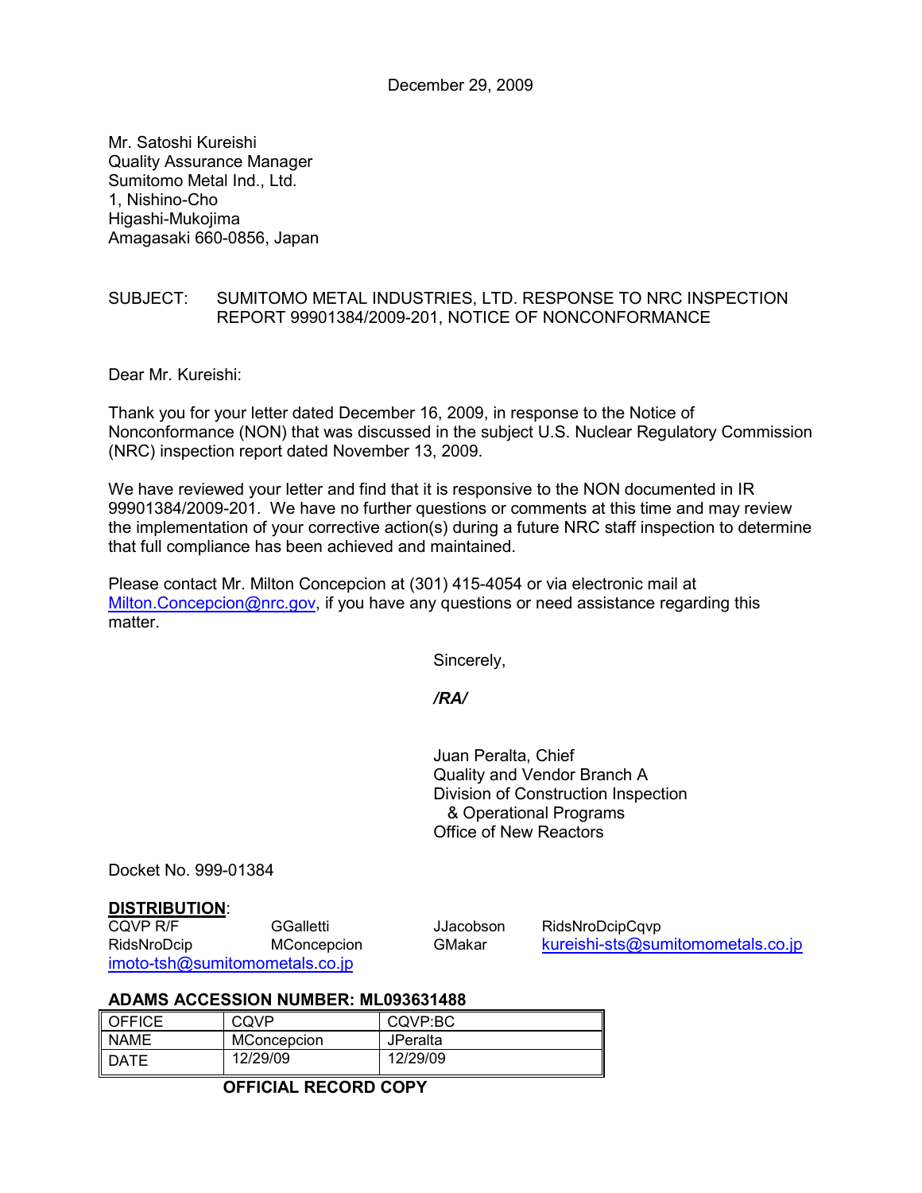December 29, 2009

Mr. Satoshi Kureishi
Quality Assurance Manager
Sumitomo Metal Ind., Ltd.
1, Nishino-Cho
Higashi-Mukojima
Amagasaki 660-0856, Japan

SUBJECT: SUMITOMO METAL INDUSTRIES, LTD. RESPONSE TO NRC INSPECTION REPORT 99901384/2009-201, NOTICE OF NONCONFORMANCE

Dear Mr. Kureishi:

Thank you for your letter dated December 16, 2009, in response to the Notice of Nonconformance (NON) that was discussed in the subject U.S. Nuclear Regulatory Commission (NRC) inspection report dated November 13, 2009.

We have reviewed your letter and find that it is responsive to the NON documented in IR 99901384/2009-201. We have no further questions or comments at this time and may review the implementation of your corrective action(s) during a future NRC staff inspection to determine that full compliance has been achieved and maintained.

Please contact Mr. Milton Concepcion at (301) 415-4054 or via electronic mail at Milton.Concepcion@nrc.gov, if you have any questions or need assistance regarding this matter.

Sincerely,

*/RA/*

Juan Peralta, Chief
Quality and Vendor Branch A
Division of Construction Inspection
& Operational Programs
Office of New Reactors

Docket No. 999-01384

**DISTRIBUTION**:

| | | | |
|---|---|---|---|
| CQVP R/F | GGalletti | JJacobson | RidsNroDcipCqvp |
| RidsNroDcip | MConcepcion | GMakar | kureishi-sts@sumitomometals.co.jp |
| imoto-tsh@sumitomometals.co.jp | | | |

**ADAMS ACCESSION NUMBER: ML093631488**

| OFFICE | CQVP | CQVP:BC |
|---|---|---|
| NAME | MConcepcion | JPeralta |
| DATE | 12/29/09 | 12/29/09 |

**OFFICIAL RECORD COPY**